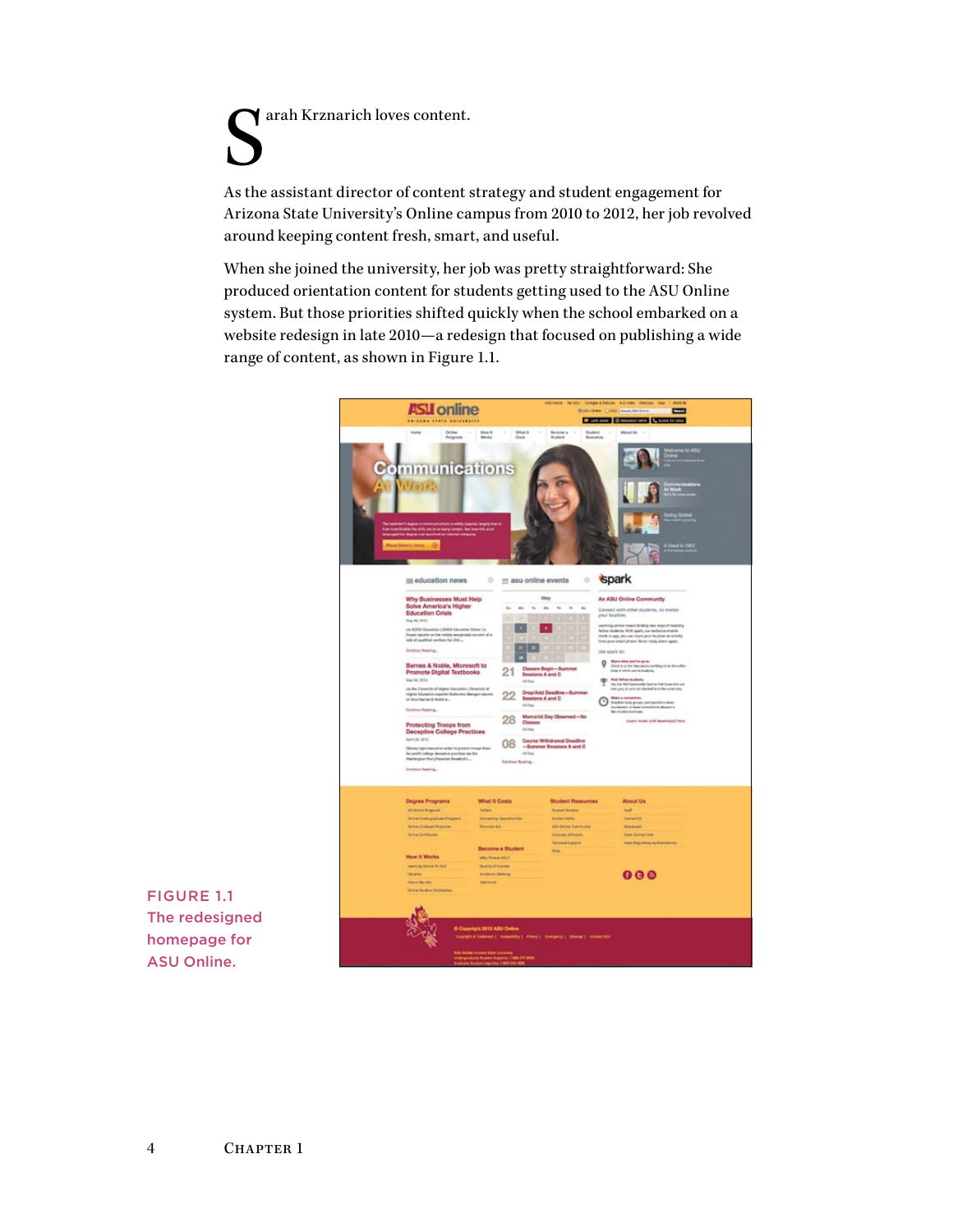Sarah Krznarich loves content.

As the assistant director of content strategy and student engagement for Arizona State University's Online campus from 2010 to 2012, her job revolved around keeping content fresh, smart, and useful.

When she joined the university, her job was pretty straightforward: She produced orientation content for students getting used to the ASU Online system. But those priorities shifted quickly when the school embarked on a website redesign in late 2010—a redesign that focused on publishing a wide range of content, as shown in Figure 1.1.

FIGURE 1.1 The redesigned homepage for ASU Online.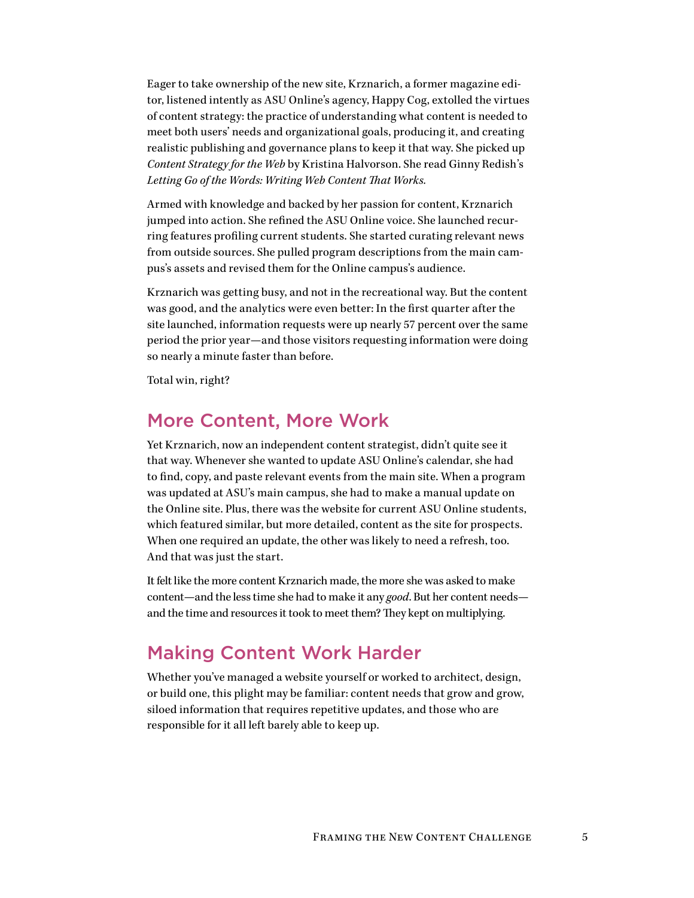Eager to take ownership of the new site, Krznarich, a former magazine editor, listened intently as ASU Online's agency, Happy Cog, extolled the virtues of content strategy: the practice of understanding what content is needed to meet both users' needs and organizational goals, producing it, and creating realistic publishing and governance plans to keep it that way. She picked up *Content Strategy for the Web* by Kristina Halvorson. She read Ginny Redish's *Letting Go of the Words: Writing Web Content That Works.*

Armed with knowledge and backed by her passion for content, Krznarich jumped into action. She refined the ASU Online voice. She launched recurring features profiling current students. She started curating relevant news from outside sources. She pulled program descriptions from the main campus's assets and revised them for the Online campus's audience.

Krznarich was getting busy, and not in the recreational way. But the content was good, and the analytics were even better: In the first quarter after the site launched, information requests were up nearly 57 percent over the same period the prior year—and those visitors requesting information were doing so nearly a minute faster than before.

Total win, right?

## More Content, More Work

Yet Krznarich, now an independent content strategist, didn't quite see it that way. Whenever she wanted to update ASU Online's calendar, she had to find, copy, and paste relevant events from the main site. When a program was updated at ASU's main campus, she had to make a manual update on the Online site. Plus, there was the website for current ASU Online students, which featured similar, but more detailed, content as the site for prospects. When one required an update, the other was likely to need a refresh, too. And that was just the start.

It felt like the more content Krznarich made, the more she was asked to make content—and the less time she had to make it any *good*. But her content needs—and the time and resources it took to meet them? They kept on multiplying.

## Making Content Work Harder

Whether you've managed a website yourself or worked to architect, design, or build one, this plight may be familiar: content needs that grow and grow, siloed information that requires repetitive updates, and those who are responsible for it all left barely able to keep up.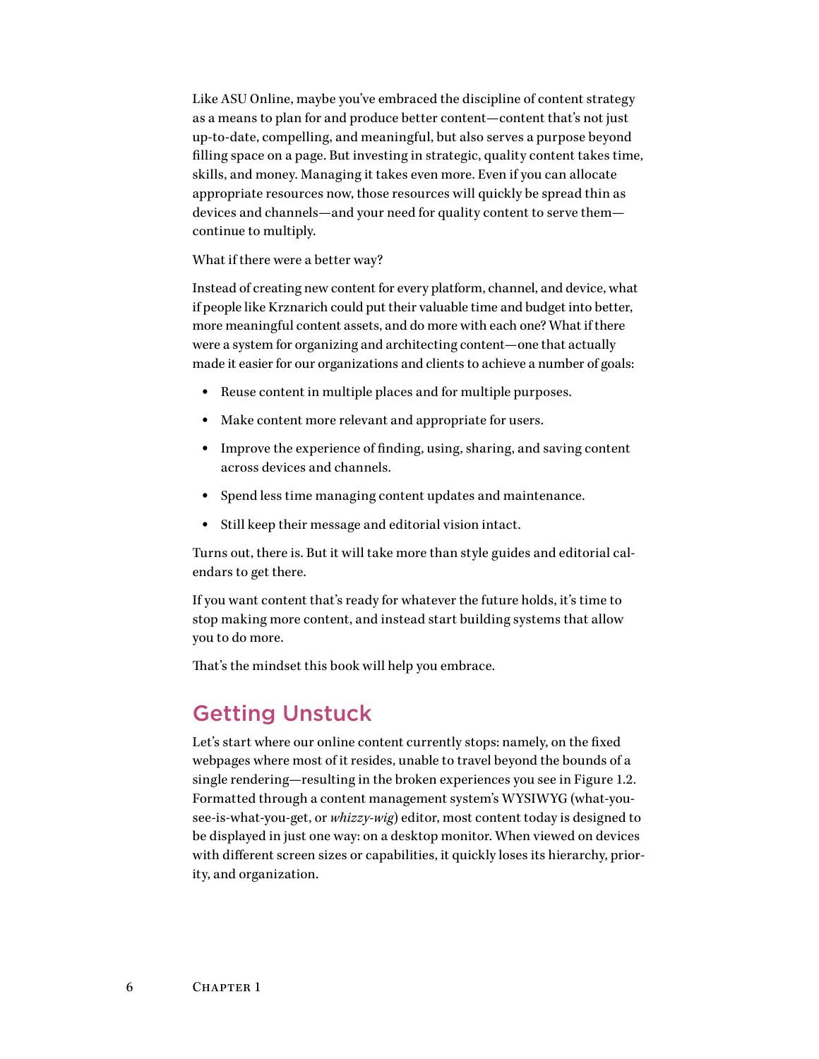Like ASU Online, maybe you've embraced the discipline of content strategy as a means to plan for and produce better content—content that's not just up-to-date, compelling, and meaningful, but also serves a purpose beyond filling space on a page. But investing in strategic, quality content takes time, skills, and money. Managing it takes even more. Even if you can allocate appropriate resources now, those resources will quickly be spread thin as devices and channels—and your need for quality content to serve them—continue to multiply.

What if there were a better way?

Instead of creating new content for every platform, channel, and device, what if people like Krznarich could put their valuable time and budget into better, more meaningful content assets, and do more with each one? What if there were a system for organizing and architecting content—one that actually made it easier for our organizations and clients to achieve a number of goals:

- Reuse content in multiple places and for multiple purposes.
- Make content more relevant and appropriate for users.
- Improve the experience of finding, using, sharing, and saving content across devices and channels.
- Spend less time managing content updates and maintenance.
- Still keep their message and editorial vision intact.

Turns out, there is. But it will take more than style guides and editorial calendars to get there.

If you want content that's ready for whatever the future holds, it's time to stop making more content, and instead start building systems that allow you to do more.

That's the mindset this book will help you embrace.

## Getting Unstuck

Let's start where our online content currently stops: namely, on the fixed webpages where most of it resides, unable to travel beyond the bounds of a single rendering—resulting in the broken experiences you see in Figure 1.2. Formatted through a content management system's WYSIWYG (what-you-see-is-what-you-get, or *whizzy-wig*) editor, most content today is designed to be displayed in just one way: on a desktop monitor. When viewed on devices with different screen sizes or capabilities, it quickly loses its hierarchy, priority, and organization.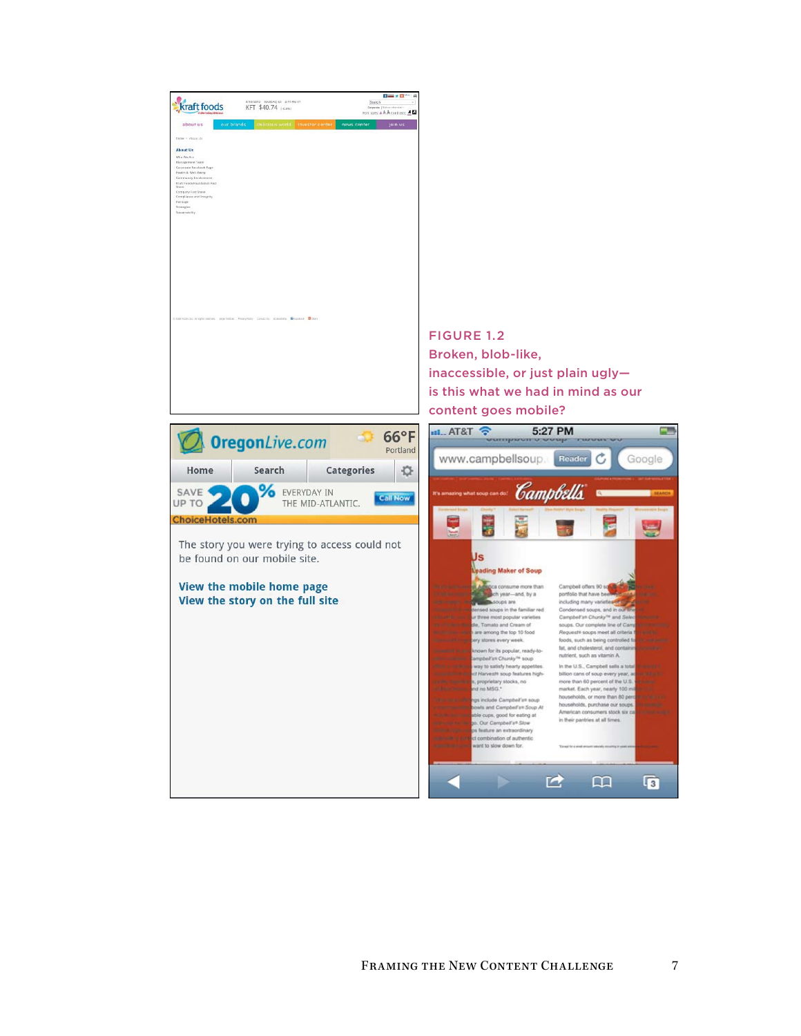FIGURE 1.2
Broken, blob-like, inaccessible, or just plain ugly—is this what we had in mind as our content goes mobile?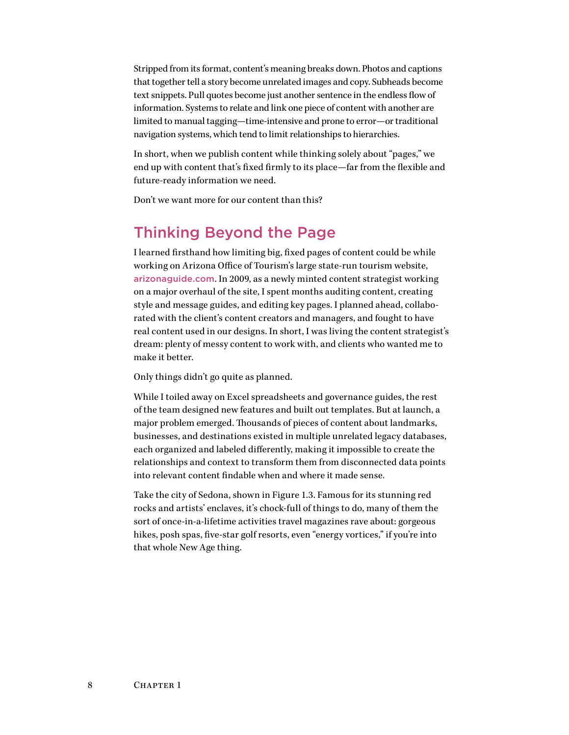Stripped from its format, content's meaning breaks down. Photos and captions that together tell a story become unrelated images and copy. Subheads become text snippets. Pull quotes become just another sentence in the endless flow of information. Systems to relate and link one piece of content with another are limited to manual tagging—time-intensive and prone to error—or traditional navigation systems, which tend to limit relationships to hierarchies.

In short, when we publish content while thinking solely about "pages," we end up with content that's fixed firmly to its place—far from the flexible and future-ready information we need.

Don't we want more for our content than this?

## Thinking Beyond the Page

I learned firsthand how limiting big, fixed pages of content could be while working on Arizona Office of Tourism's large state-run tourism website, arizonaguide.com. In 2009, as a newly minted content strategist working on a major overhaul of the site, I spent months auditing content, creating style and message guides, and editing key pages. I planned ahead, collaborated with the client's content creators and managers, and fought to have real content used in our designs. In short, I was living the content strategist's dream: plenty of messy content to work with, and clients who wanted me to make it better.

Only things didn't go quite as planned.

While I toiled away on Excel spreadsheets and governance guides, the rest of the team designed new features and built out templates. But at launch, a major problem emerged. Thousands of pieces of content about landmarks, businesses, and destinations existed in multiple unrelated legacy databases, each organized and labeled differently, making it impossible to create the relationships and context to transform them from disconnected data points into relevant content findable when and where it made sense.

Take the city of Sedona, shown in Figure 1.3. Famous for its stunning red rocks and artists' enclaves, it's chock-full of things to do, many of them the sort of once-in-a-lifetime activities travel magazines rave about: gorgeous hikes, posh spas, five-star golf resorts, even "energy vortices," if you're into that whole New Age thing.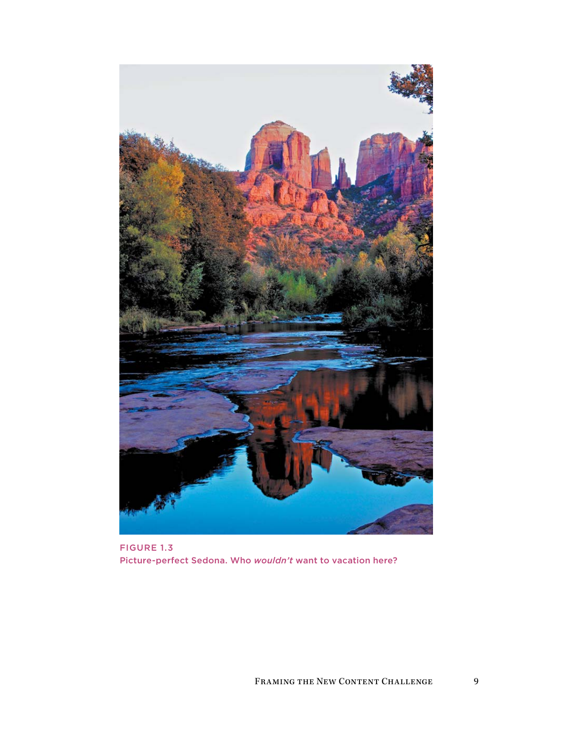FIGURE 1.3
Picture-perfect Sedona. Who *wouldn't* want to vacation here?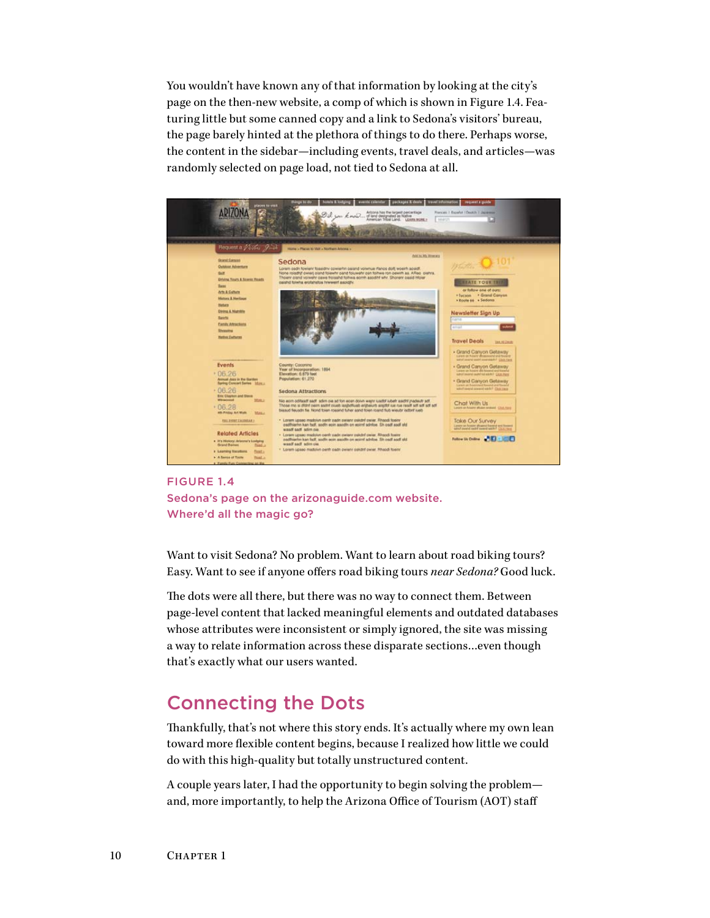You wouldn't have known any of that information by looking at the city's page on the then-new website, a comp of which is shown in Figure 1.4. Featuring little but some canned copy and a link to Sedona's visitors' bureau, the page barely hinted at the plethora of things to do there. Perhaps worse, the content in the sidebar—including events, travel deals, and articles—was randomly selected on page load, not tied to Sedona at all.

FIGURE 1.4
Sedona's page on the arizonaguide.com website. Where'd all the magic go?

Want to visit Sedona? No problem. Want to learn about road biking tours? Easy. Want to see if anyone offers road biking tours *near Sedona?* Good luck.

The dots were all there, but there was no way to connect them. Between page-level content that lacked meaningful elements and outdated databases whose attributes were inconsistent or simply ignored, the site was missing a way to relate information across these disparate sections...even though that's exactly what our users wanted.

## Connecting the Dots

Thankfully, that's not where this story ends. It's actually where my own lean toward more flexible content begins, because I realized how little we could do with this high-quality but totally unstructured content.

A couple years later, I had the opportunity to begin solving the problem—and, more importantly, to help the Arizona Office of Tourism (AOT) staff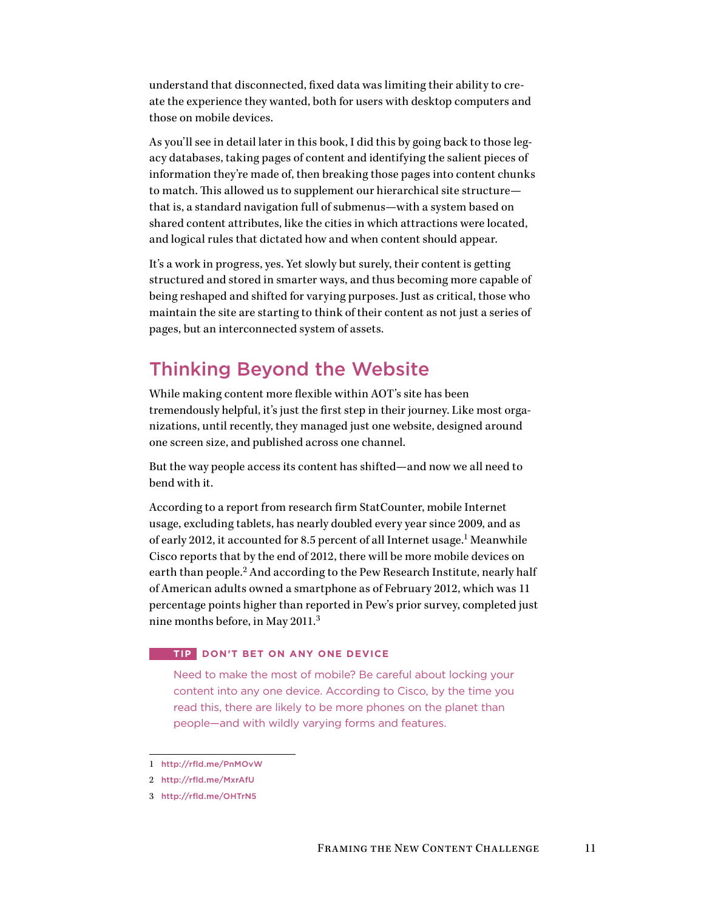understand that disconnected, fixed data was limiting their ability to create the experience they wanted, both for users with desktop computers and those on mobile devices.

As you'll see in detail later in this book, I did this by going back to those legacy databases, taking pages of content and identifying the salient pieces of information they're made of, then breaking those pages into content chunks to match. This allowed us to supplement our hierarchical site structure—that is, a standard navigation full of submenus—with a system based on shared content attributes, like the cities in which attractions were located, and logical rules that dictated how and when content should appear.

It's a work in progress, yes. Yet slowly but surely, their content is getting structured and stored in smarter ways, and thus becoming more capable of being reshaped and shifted for varying purposes. Just as critical, those who maintain the site are starting to think of their content as not just a series of pages, but an interconnected system of assets.

## Thinking Beyond the Website

While making content more flexible within AOT's site has been tremendously helpful, it's just the first step in their journey. Like most organizations, until recently, they managed just one website, designed around one screen size, and published across one channel.

But the way people access its content has shifted—and now we all need to bend with it.

According to a report from research firm StatCounter, mobile Internet usage, excluding tablets, has nearly doubled every year since 2009, and as of early 2012, it accounted for 8.5 percent of all Internet usage.[1] Meanwhile Cisco reports that by the end of 2012, there will be more mobile devices on earth than people.[2] And according to the Pew Research Institute, nearly half of American adults owned a smartphone as of February 2012, which was 11 percentage points higher than reported in Pew's prior survey, completed just nine months before, in May 2011.[3]

**TIP DON'T BET ON ANY ONE DEVICE**

Need to make the most of mobile? Be careful about locking your content into any one device. According to Cisco, by the time you read this, there are likely to be more phones on the planet than people—and with wildly varying forms and features.

1 http://rfld.me/PnMOvW

2 http://rfld.me/MxrAfU

3 http://rfld.me/OHTrN5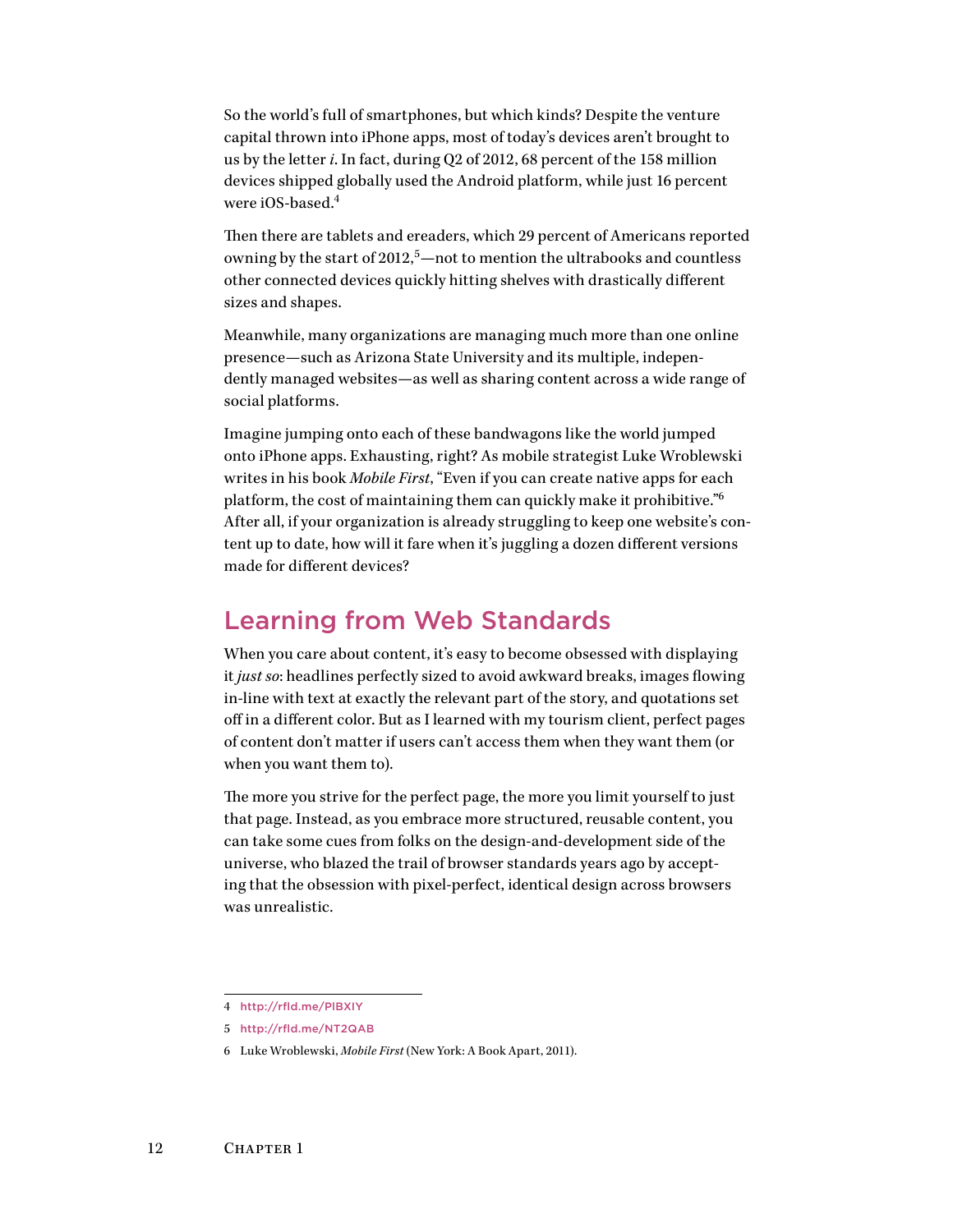So the world's full of smartphones, but which kinds? Despite the venture capital thrown into iPhone apps, most of today's devices aren't brought to us by the letter *i*. In fact, during Q2 of 2012, 68 percent of the 158 million devices shipped globally used the Android platform, while just 16 percent were iOS-based.[4]

Then there are tablets and ereaders, which 29 percent of Americans reported owning by the start of 2012,[5]—not to mention the ultrabooks and countless other connected devices quickly hitting shelves with drastically different sizes and shapes.

Meanwhile, many organizations are managing much more than one online presence—such as Arizona State University and its multiple, independently managed websites—as well as sharing content across a wide range of social platforms.

Imagine jumping onto each of these bandwagons like the world jumped onto iPhone apps. Exhausting, right? As mobile strategist Luke Wroblewski writes in his book *Mobile First*, "Even if you can create native apps for each platform, the cost of maintaining them can quickly make it prohibitive."[6] After all, if your organization is already struggling to keep one website's content up to date, how will it fare when it's juggling a dozen different versions made for different devices?

## Learning from Web Standards

When you care about content, it's easy to become obsessed with displaying it *just so*: headlines perfectly sized to avoid awkward breaks, images flowing in-line with text at exactly the relevant part of the story, and quotations set off in a different color. But as I learned with my tourism client, perfect pages of content don't matter if users can't access them when they want them (or when you want them to).

The more you strive for the perfect page, the more you limit yourself to just that page. Instead, as you embrace more structured, reusable content, you can take some cues from folks on the design-and-development side of the universe, who blazed the trail of browser standards years ago by accepting that the obsession with pixel-perfect, identical design across browsers was unrealistic.

---

4 http://rfld.me/PIBXIY

5 http://rfld.me/NT2QAB

6 Luke Wroblewski, *Mobile First* (New York: A Book Apart, 2011).